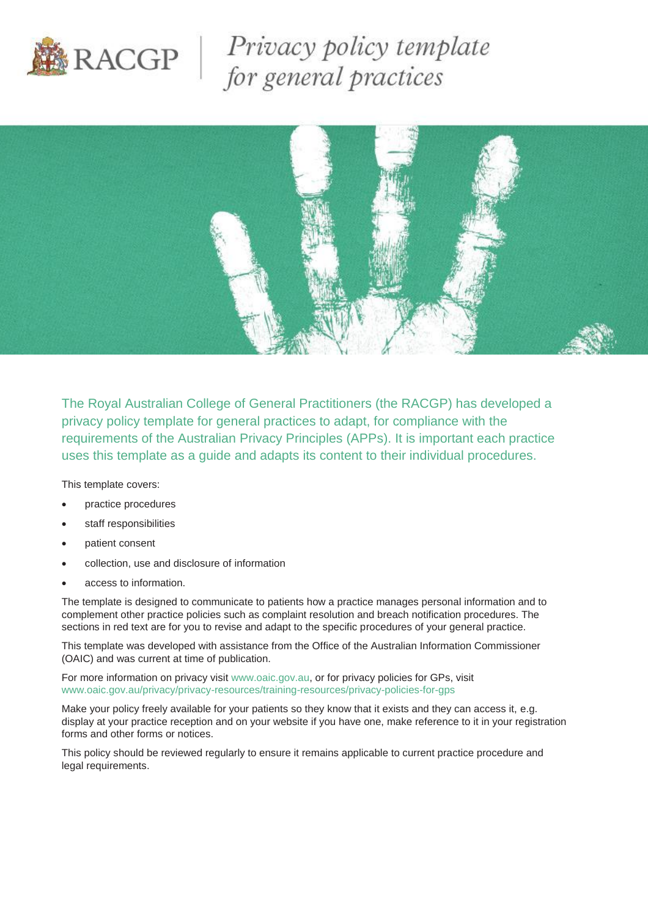# Privacy policy template for general practices

The Royal Australian College of General Practitioners (the RACGP) has developed a privacy policy template for general practices to adapt, for compliance with the requirements of the Australian Privacy Principles (APPs). It is important each practice uses this template as a guide and adapts its content to their individual procedures.

This template covers:

- practice procedures
- staff responsibilities
- patient consent
- collection, use and disclosure of information
- access to information.

The template is designed to communicate to patients how a practice manages personal information and to complement other practice policies such as complaint resolution and breach notification procedures. The sections in red text are for you to revise and adapt to the specific procedures of your general practice.

This template was developed with assistance from the Office of the Australian Information Commissioner (OAIC) and was current at time of publication.

For more information on privacy visit www.oaic.gov.au, or for privacy policies for GPs, visit www.oaic.gov.au/privacy/privacy-resources/training-resources/privacy-policies-for-gps

Make your policy freely available for your patients so they know that it exists and they can access it, e.g. display at your practice reception and on your website if you have one, make reference to it in your registration forms and other forms or notices.

This policy should be reviewed regularly to ensure it remains applicable to current practice procedure and legal requirements.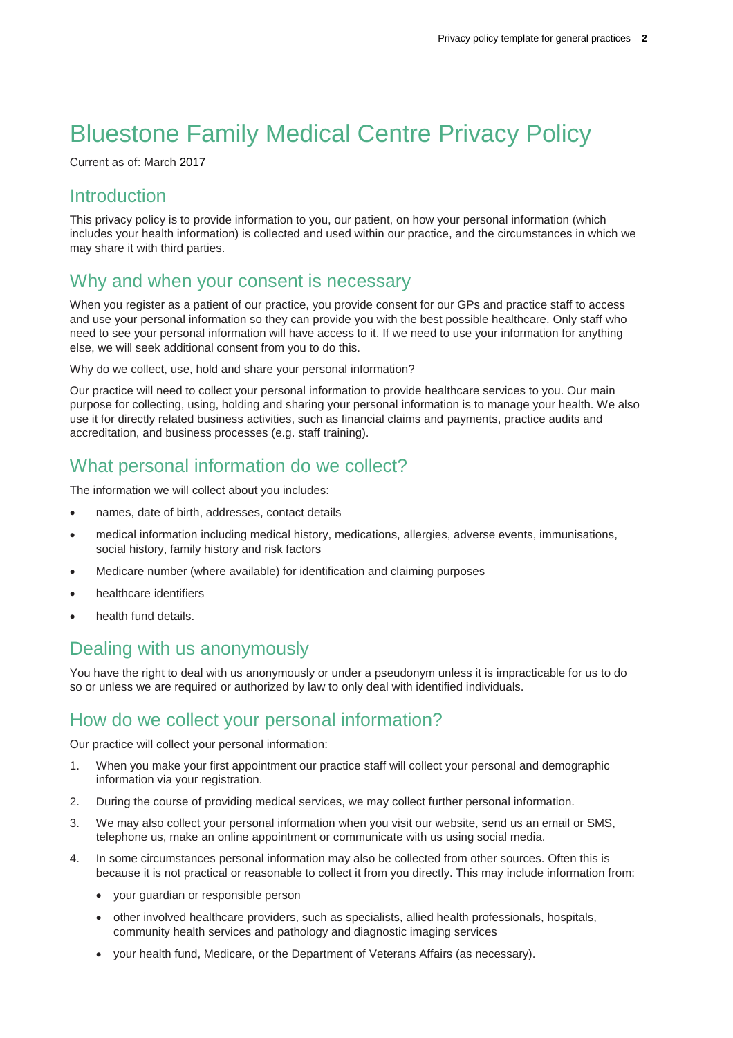# Bluestone Family Medical Centre Privacy Policy

Current as of: March 2017

## Introduction

This privacy policy is to provide information to you, our patient, on how your personal information (which includes your health information) is collected and used within our practice, and the circumstances in which we may share it with third parties.

## Why and when your consent is necessary

When you register as a patient of our practice, you provide consent for our GPs and practice staff to access and use your personal information so they can provide you with the best possible healthcare. Only staff who need to see your personal information will have access to it. If we need to use your information for anything else, we will seek additional consent from you to do this.

Why do we collect, use, hold and share your personal information?

Our practice will need to collect your personal information to provide healthcare services to you. Our main purpose for collecting, using, holding and sharing your personal information is to manage your health. We also use it for directly related business activities, such as financial claims and payments, practice audits and accreditation, and business processes (e.g. staff training).

## What personal information do we collect?

The information we will collect about you includes:

- names, date of birth, addresses, contact details
- medical information including medical history, medications, allergies, adverse events, immunisations, social history, family history and risk factors
- Medicare number (where available) for identification and claiming purposes
- healthcare identifiers
- health fund details.

## Dealing with us anonymously

You have the right to deal with us anonymously or under a pseudonym unless it is impracticable for us to do so or unless we are required or authorized by law to only deal with identified individuals.

## How do we collect your personal information?

Our practice will collect your personal information:

1. When you make your first appointment our practice staff will collect your personal and demographic information via your registration.
2. During the course of providing medical services, we may collect further personal information.
3. We may also collect your personal information when you visit our website, send us an email or SMS, telephone us, make an online appointment or communicate with us using social media.
4. In some circumstances personal information may also be collected from other sources. Often this is because it is not practical or reasonable to collect it from you directly. This may include information from:
   - your guardian or responsible person
   - other involved healthcare providers, such as specialists, allied health professionals, hospitals, community health services and pathology and diagnostic imaging services
   - your health fund, Medicare, or the Department of Veterans Affairs (as necessary).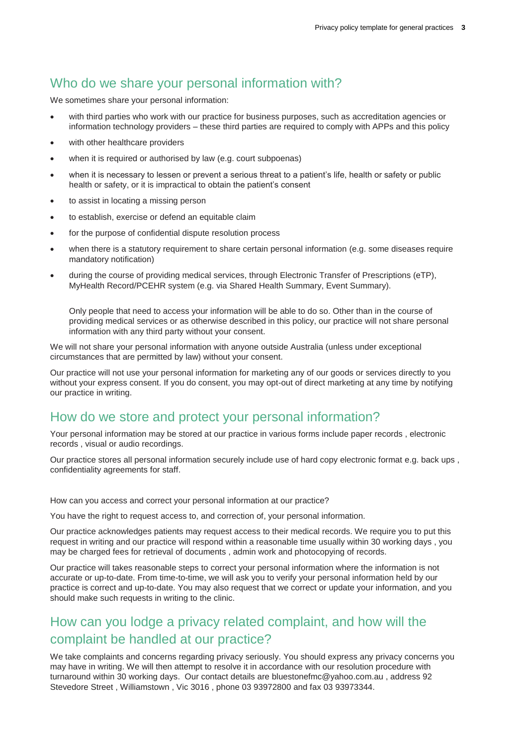## Who do we share your personal information with?

We sometimes share your personal information:

- with third parties who work with our practice for business purposes, such as accreditation agencies or information technology providers – these third parties are required to comply with APPs and this policy
- with other healthcare providers
- when it is required or authorised by law (e.g. court subpoenas)
- when it is necessary to lessen or prevent a serious threat to a patient's life, health or safety or public health or safety, or it is impractical to obtain the patient's consent
- to assist in locating a missing person
- to establish, exercise or defend an equitable claim
- for the purpose of confidential dispute resolution process
- when there is a statutory requirement to share certain personal information (e.g. some diseases require mandatory notification)
- during the course of providing medical services, through Electronic Transfer of Prescriptions (eTP), MyHealth Record/PCEHR system (e.g. via Shared Health Summary, Event Summary).

  Only people that need to access your information will be able to do so. Other than in the course of providing medical services or as otherwise described in this policy, our practice will not share personal information with any third party without your consent.

We will not share your personal information with anyone outside Australia (unless under exceptional circumstances that are permitted by law) without your consent.

Our practice will not use your personal information for marketing any of our goods or services directly to you without your express consent. If you do consent, you may opt-out of direct marketing at any time by notifying our practice in writing.

## How do we store and protect your personal information?

Your personal information may be stored at our practice in various forms include paper records , electronic records , visual or audio recordings.

Our practice stores all personal information securely include use of hard copy electronic format e.g. back ups , confidentiality agreements for staff.

How can you access and correct your personal information at our practice?

You have the right to request access to, and correction of, your personal information.

Our practice acknowledges patients may request access to their medical records. We require you to put this request in writing and our practice will respond within a reasonable time usually within 30 working days , you may be charged fees for retrieval of documents , admin work and photocopying of records.

Our practice will takes reasonable steps to correct your personal information where the information is not accurate or up-to-date. From time-to-time, we will ask you to verify your personal information held by our practice is correct and up-to-date. You may also request that we correct or update your information, and you should make such requests in writing to the clinic.

## How can you lodge a privacy related complaint, and how will the complaint be handled at our practice?

We take complaints and concerns regarding privacy seriously. You should express any privacy concerns you may have in writing. We will then attempt to resolve it in accordance with our resolution procedure with turnaround within 30 working days. Our contact details are bluestonefmc@yahoo.com.au , address 92 Stevedore Street , Williamstown , Vic 3016 , phone 03 93972800 and fax 03 93973344.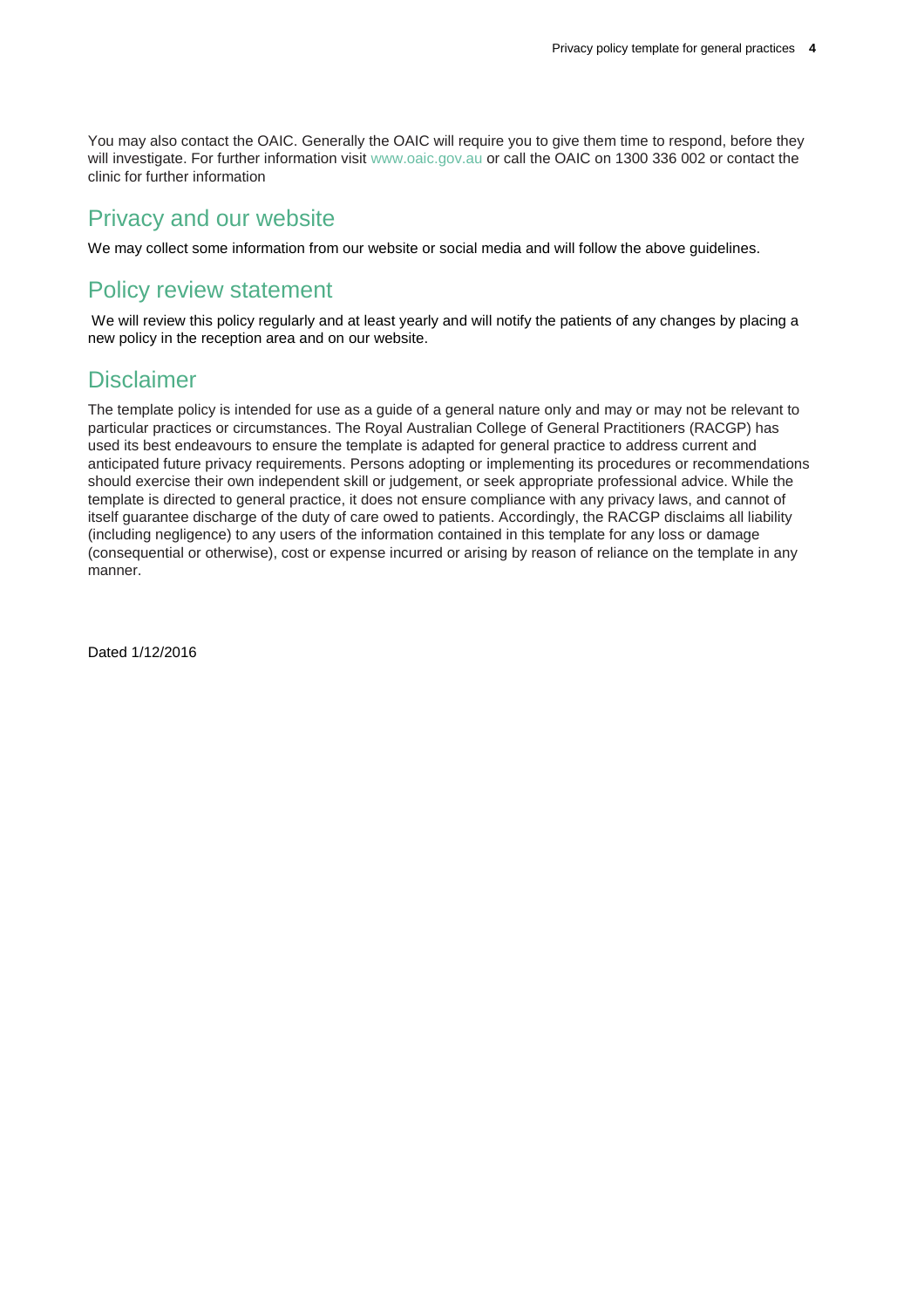You may also contact the OAIC. Generally the OAIC will require you to give them time to respond, before they will investigate. For further information visit www.oaic.gov.au or call the OAIC on 1300 336 002 or contact the clinic for further information

## Privacy and our website

We may collect some information from our website or social media and will follow the above guidelines.

## Policy review statement

We will review this policy regularly and at least yearly and will notify the patients of any changes by placing a new policy in the reception area and on our website.

## Disclaimer

The template policy is intended for use as a guide of a general nature only and may or may not be relevant to particular practices or circumstances. The Royal Australian College of General Practitioners (RACGP) has used its best endeavours to ensure the template is adapted for general practice to address current and anticipated future privacy requirements. Persons adopting or implementing its procedures or recommendations should exercise their own independent skill or judgement, or seek appropriate professional advice. While the template is directed to general practice, it does not ensure compliance with any privacy laws, and cannot of itself guarantee discharge of the duty of care owed to patients. Accordingly, the RACGP disclaims all liability (including negligence) to any users of the information contained in this template for any loss or damage (consequential or otherwise), cost or expense incurred or arising by reason of reliance on the template in any manner.

Dated 1/12/2016